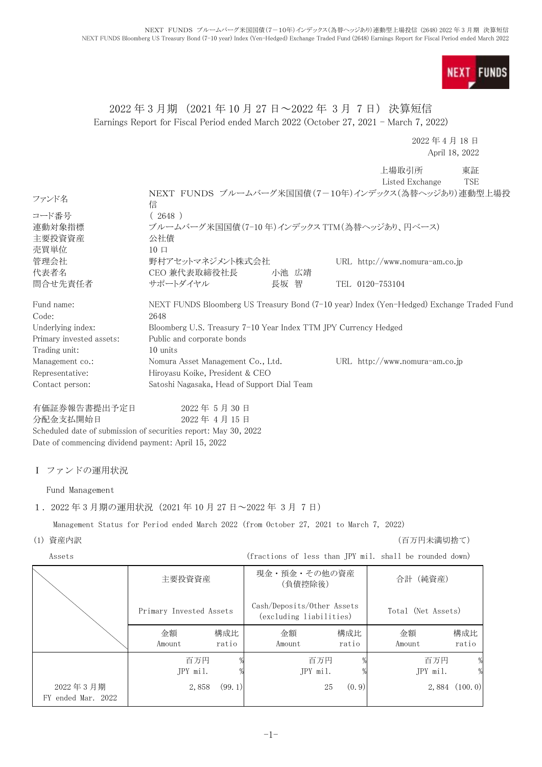# 2022 年 3 月期 （2021 年 10 月 27 日～2022 年 3 月 7 日） 決算短信

Earnings Report for Fiscal Period ended March 2022 (October 27, 2021 - March 7, 2022)

2022 年 4 月 18 日
April 18, 2022

| | | |
|---|---|---|
| | 上場取引所 | 東証 |
| | Listed Exchange | TSE |

| | | | |
|---|---|---|---|
| ファンド名 | NEXT FUNDS ブルームバーグ米国国債(7－10年)インデックス(為替ヘッジあり)連動型上場投信 | | |
| コード番号 | ( 2648 ) | | |
| 連動対象指標 | ブルームバーグ米国国債(7-10 年)インデックス TTM(為替ヘッジあり、円ベース) | | |
| 主要投資資産 | 公社債 | | |
| 売買単位 | 10 口 | | |
| 管理会社 | 野村アセットマネジメント株式会社 | | URL http://www.nomura-am.co.jp |
| 代表者名 | CEO 兼代表取締役社長 | 小池 広靖 | |
| 問合せ先責任者 | サポートダイヤル | 長坂 智 | TEL 0120-753104 |

| | | |
|---|---|---|
| Fund name: | NEXT FUNDS Bloomberg US Treasury Bond (7-10 year) Index (Yen-Hedged) Exchange Traded Fund | |
| Code: | 2648 | |
| Underlying index: | Bloomberg U.S. Treasury 7-10 Year Index TTM JPY Currency Hedged | |
| Primary invested assets: | Public and corporate bonds | |
| Trading unit: | 10 units | |
| Management co.: | Nomura Asset Management Co., Ltd. | URL http://www.nomura-am.co.jp |
| Representative: | Hiroyasu Koike, President & CEO | |
| Contact person: | Satoshi Nagasaka, Head of Support Dial Team | |

有価証券報告書提出予定日　　2022 年 5 月 30 日
分配金支払開始日　　2022 年 4 月 15 日
Scheduled date of submission of securities report: May 30, 2022
Date of commencing dividend payment: April 15, 2022

## Ⅰ ファンドの運用状況

Fund Management

### 1．2022 年 3 月期の運用状況（2021 年 10 月 27 日～2022 年 3 月 7 日）

Management Status for Period ended March 2022 (from October 27, 2021 to March 7, 2022)

(1) 資産内訳　（百万円未満切捨て）

Assets　(fractions of less than JPY mil. shall be rounded down)

| | 主要投資資産 Primary Invested Assets | | 現金・預金・その他の資産（負債控除後） Cash/Deposits/Other Assets (excluding liabilities) | | 合計（純資産） Total (Net Assets) | |
|---|---|---|---|---|---|---|
| | 金額 Amount | 構成比 ratio | 金額 Amount | 構成比 ratio | 金額 Amount | 構成比 ratio |
| | 百万円 JPY mil. | % | 百万円 JPY mil. | % | 百万円 JPY mil. | % |
| 2022 年 3 月期 FY ended Mar. 2022 | 2,858 | (99.1) | 25 | (0.9) | 2,884 | (100.0) |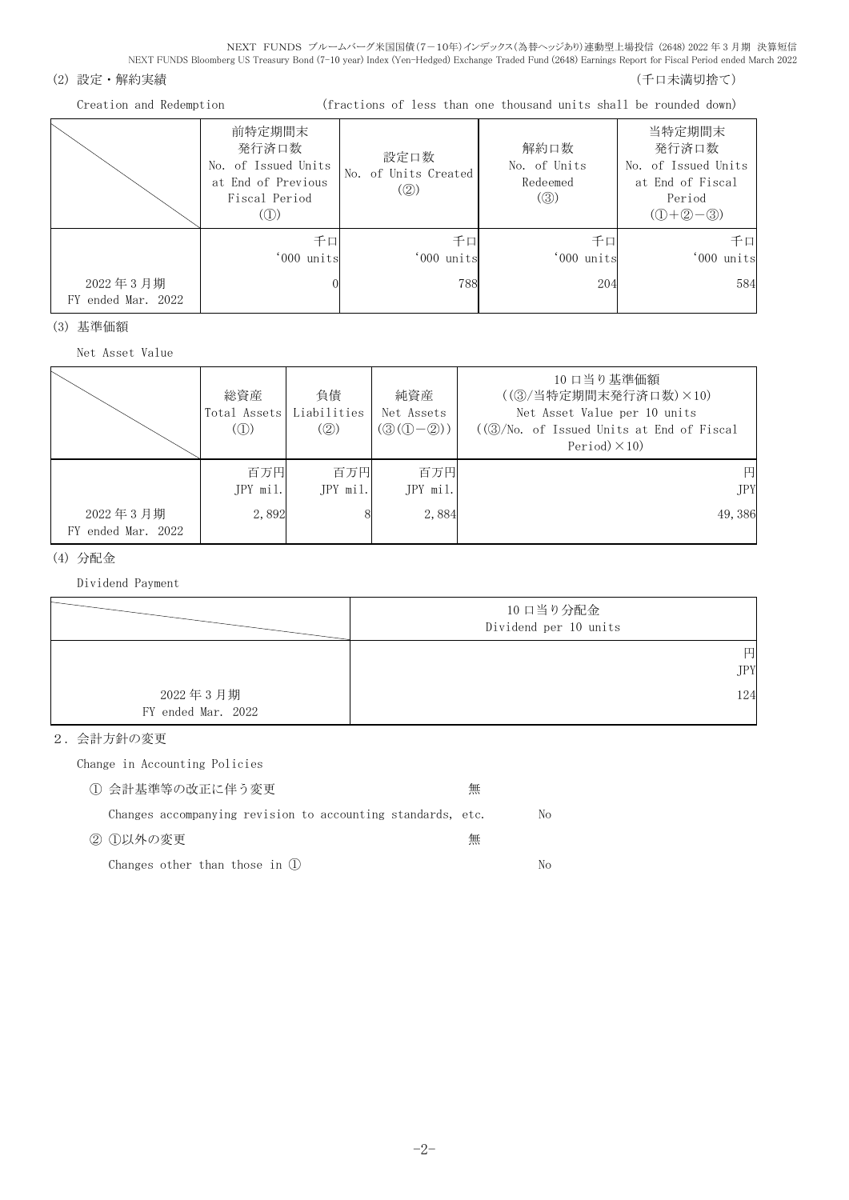(2) 設定・解約実績　　　　　　　　　　　　　　　　　　　　　　　　　　　　　　　　　　(千口未満切捨て)

Creation and Redemption　　　　　　(fractions of less than one thousand units shall be rounded down)

| | 前特定期間末<br>発行済口数<br>No. of Issued Units at End of Previous Fiscal Period<br>(①) | 設定口数<br>No. of Units Created<br>(②) | 解約口数<br>No. of Units Redeemed<br>(③) | 当特定期間末<br>発行済口数<br>No. of Issued Units at End of Fiscal Period<br>(①+②-③) |
|---|---|---|---|---|
| | 千口<br>'000 units | 千口<br>'000 units | 千口<br>'000 units | 千口<br>'000 units |
| 2022年3月期<br>FY ended Mar. 2022 | 0 | 788 | 204 | 584 |

(3) 基準価額

Net Asset Value

| | 総資産<br>Total Assets<br>(①) | 負債<br>Liabilities<br>(②) | 純資産<br>Net Assets<br>(③(①-②)) | 10口当り基準価額<br>((③/当特定期間末発行済口数)×10)<br>Net Asset Value per 10 units<br>((③/No. of Issued Units at End of Fiscal Period)×10) |
|---|---|---|---|---|
| | 百万円<br>JPY mil. | 百万円<br>JPY mil. | 百万円<br>JPY mil. | 円<br>JPY |
| 2022年3月期<br>FY ended Mar. 2022 | 2,892 | 8 | 2,884 | 49,386 |

(4) 分配金

Dividend Payment

| | 10口当り分配金<br>Dividend per 10 units |
|---|---|
| | 円<br>JPY |
| 2022年3月期<br>FY ended Mar. 2022 | 124 |

2．会計方針の変更

Change in Accounting Policies

① 会計基準等の改正に伴う変更　　無

Changes accompanying revision to accounting standards, etc.　　No

② ①以外の変更　　無

Changes other than those in ①　　No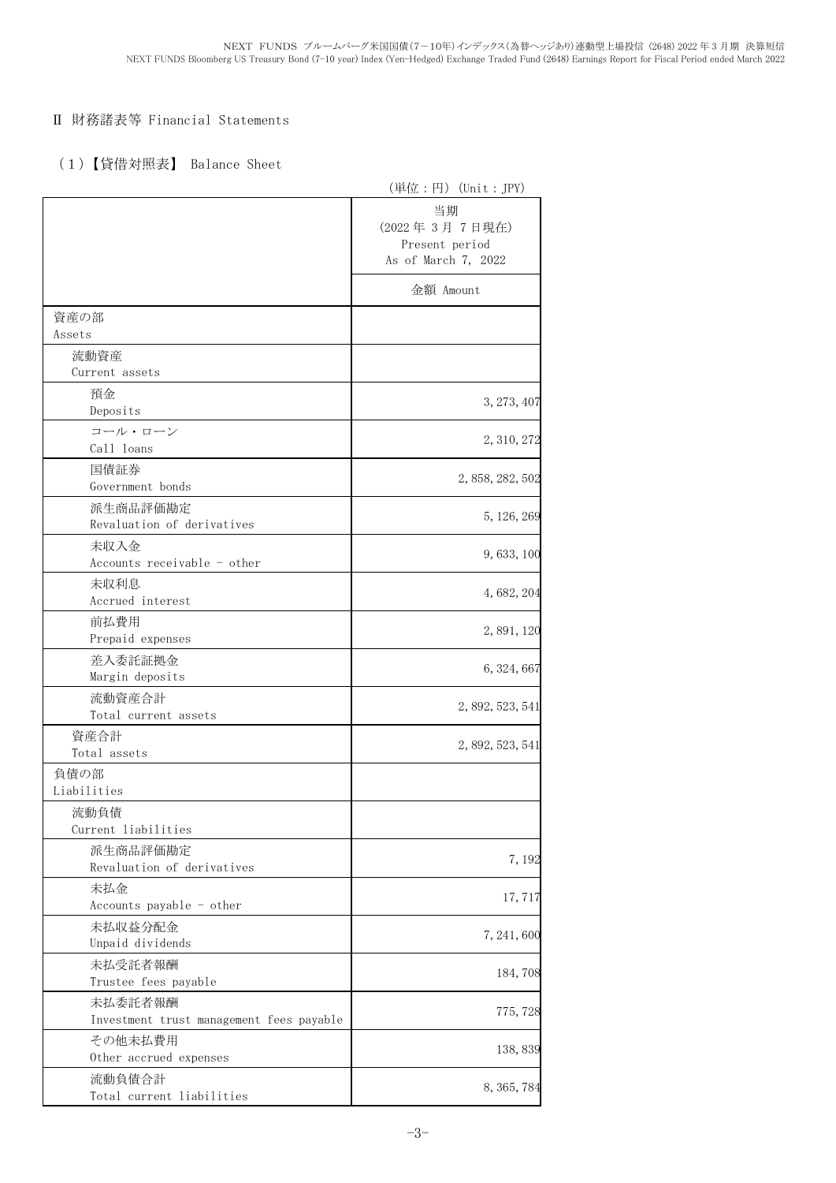## Ⅱ 財務諸表等 Financial Statements

### (1)【貸借対照表】 Balance Sheet

(単位：円) (Unit：JPY)

| | 当期<br>(2022 年 3 月 7 日現在)<br>Present period<br>As of March 7, 2022 |
|---|---|
| | 金額 Amount |
| 資産の部<br>Assets | |
| 流動資産<br>Current assets | |
| 預金<br>Deposits | 3,273,407 |
| コール・ローン<br>Call loans | 2,310,272 |
| 国債証券<br>Government bonds | 2,858,282,502 |
| 派生商品評価勘定<br>Revaluation of derivatives | 5,126,269 |
| 未収入金<br>Accounts receivable - other | 9,633,100 |
| 未収利息<br>Accrued interest | 4,682,204 |
| 前払費用<br>Prepaid expenses | 2,891,120 |
| 差入委託証拠金<br>Margin deposits | 6,324,667 |
| 流動資産合計<br>Total current assets | 2,892,523,541 |
| 資産合計<br>Total assets | 2,892,523,541 |
| 負債の部<br>Liabilities | |
| 流動負債<br>Current liabilities | |
| 派生商品評価勘定<br>Revaluation of derivatives | 7,192 |
| 未払金<br>Accounts payable - other | 17,717 |
| 未払収益分配金<br>Unpaid dividends | 7,241,600 |
| 未払受託者報酬<br>Trustee fees payable | 184,708 |
| 未払委託者報酬<br>Investment trust management fees payable | 775,728 |
| その他未払費用<br>Other accrued expenses | 138,839 |
| 流動負債合計<br>Total current liabilities | 8,365,784 |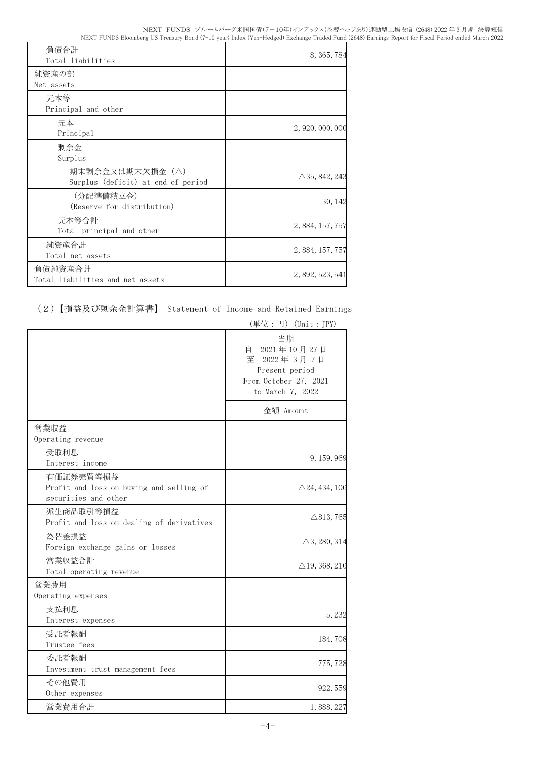| | |
|---|---|
| 負債合計<br>Total liabilities | 8, 365, 784 |
| 純資産の部<br>Net assets | |
| 元本等<br>Principal and other | |
| 元本<br>Principal | 2, 920, 000, 000 |
| 剰余金<br>Surplus | |
| 期末剰余金又は期末欠損金（△）<br>Surplus (deficit) at end of period | △35, 842, 243 |
| （分配準備積立金）<br>(Reserve for distribution) | 30, 142 |
| 元本等合計<br>Total principal and other | 2, 884, 157, 757 |
| 純資産合計<br>Total net assets | 2, 884, 157, 757 |
| 負債純資産合計<br>Total liabilities and net assets | 2, 892, 523, 541 |

（2）【損益及び剰余金計算書】 Statement of Income and Retained Earnings

（単位：円）(Unit：JPY)

| | 当期<br>自 2021 年 10 月 27 日<br>至 2022 年 3 月 7 日<br>Present period<br>From October 27, 2021<br>to March 7, 2022 |
|---|---|
| | 金額 Amount |
| 営業収益<br>Operating revenue | |
| 受取利息<br>Interest income | 9, 159, 969 |
| 有価証券売買等損益<br>Profit and loss on buying and selling of securities and other | △24, 434, 106 |
| 派生商品取引等損益<br>Profit and loss on dealing of derivatives | △813, 765 |
| 為替差損益<br>Foreign exchange gains or losses | △3, 280, 314 |
| 営業収益合計<br>Total operating revenue | △19, 368, 216 |
| 営業費用<br>Operating expenses | |
| 支払利息<br>Interest expenses | 5, 232 |
| 受託者報酬<br>Trustee fees | 184, 708 |
| 委託者報酬<br>Investment trust management fees | 775, 728 |
| その他費用<br>Other expenses | 922, 559 |
| 営業費用合計 | 1, 888, 227 |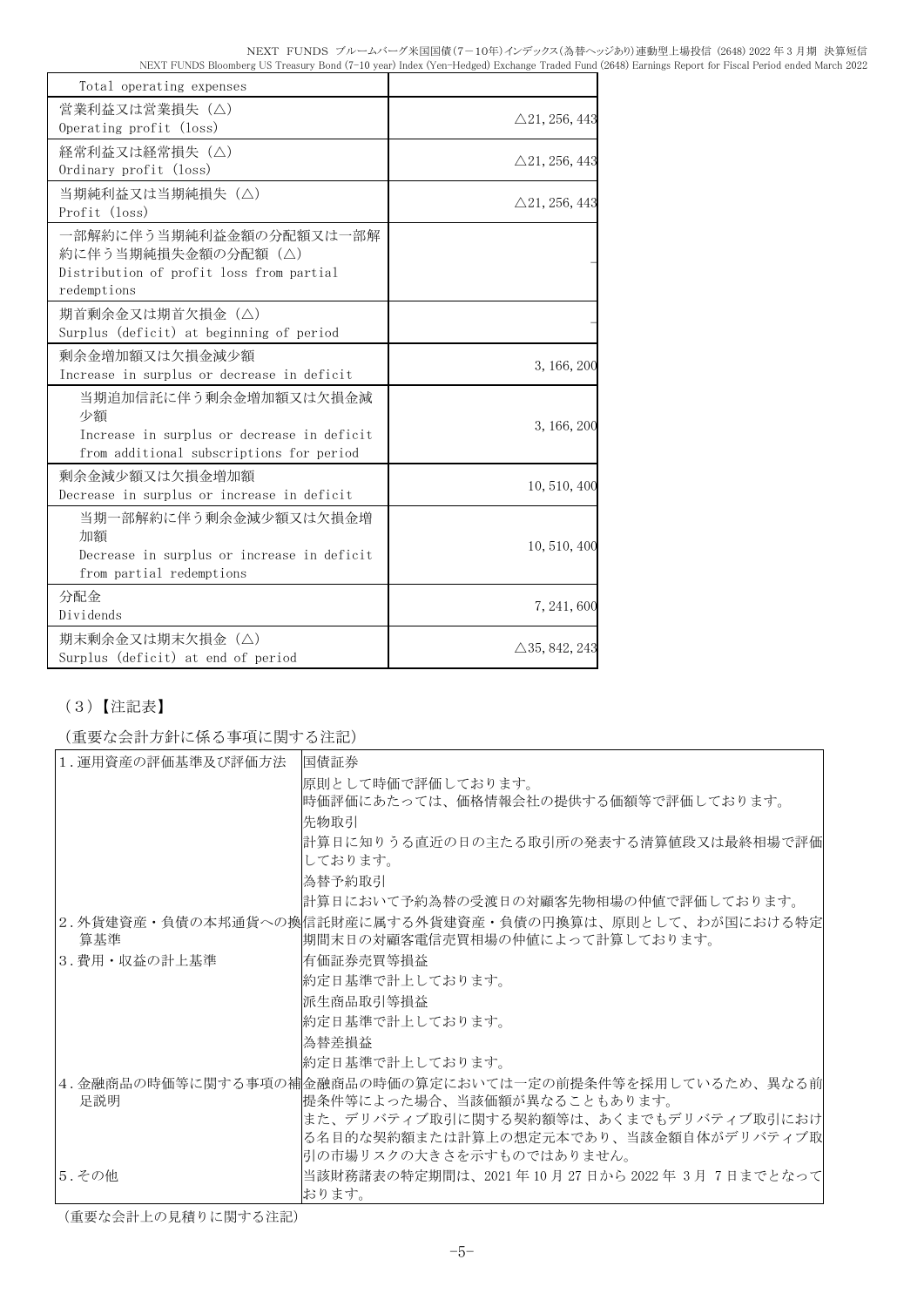| | |
|---|---|
| Total operating expenses | |
| 営業利益又は営業損失（△）<br>Operating profit (loss) | △21,256,443 |
| 経常利益又は経常損失（△）<br>Ordinary profit (loss) | △21,256,443 |
| 当期純利益又は当期純損失（△）<br>Profit (loss) | △21,256,443 |
| 一部解約に伴う当期純利益金額の分配額又は一部解約に伴う当期純損失金額の分配額（△）<br>Distribution of profit loss from partial redemptions | － |
| 期首剰余金又は期首欠損金（△）<br>Surplus (deficit) at beginning of period | － |
| 剰余金増加額又は欠損金減少額<br>Increase in surplus or decrease in deficit | 3,166,200 |
| 当期追加信託に伴う剰余金増加額又は欠損金減少額<br>Increase in surplus or decrease in deficit from additional subscriptions for period | 3,166,200 |
| 剰余金減少額又は欠損金増加額<br>Decrease in surplus or increase in deficit | 10,510,400 |
| 当期一部解約に伴う剰余金減少額又は欠損金増加額<br>Decrease in surplus or increase in deficit from partial redemptions | 10,510,400 |
| 分配金<br>Dividends | 7,241,600 |
| 期末剰余金又は期末欠損金（△）<br>Surplus (deficit) at end of period | △35,842,243 |

（3）【注記表】

（重要な会計方針に係る事項に関する注記）

| | |
|---|---|
| 1．運用資産の評価基準及び評価方法 | 国債証券<br>原則として時価で評価しております。<br>時価評価にあたっては、価格情報会社の提供する価額等で評価しております。<br>先物取引<br>計算日に知りうる直近の日の主たる取引所の発表する清算値段又は最終相場で評価しております。<br>為替予約取引<br>計算日において予約為替の受渡日の対顧客先物相場の仲値で評価しております。 |
| 2．外貨建資産・負債の本邦通貨への換算基準 | 信託財産に属する外貨建資産・負債の円換算は、原則として、わが国における特定期間末日の対顧客電信売買相場の仲値によって計算しております。 |
| 3．費用・収益の計上基準 | 有価証券売買等損益<br>約定日基準で計上しております。<br>派生商品取引等損益<br>約定日基準で計上しております。<br>為替差損益<br>約定日基準で計上しております。 |
| 4．金融商品の時価等に関する事項の補足説明 | 金融商品の時価の算定においては一定の前提条件等を採用しているため、異なる前提条件等によった場合、当該価額が異なることもあります。<br>また、デリバティブ取引に関する契約額等は、あくまでもデリバティブ取引における名目的な契約額または計算上の想定元本であり、当該金額自体がデリバティブ取引の市場リスクの大きさを示すものではありません。 |
| 5．その他 | 当該財務諸表の特定期間は、2021年10月27日から2022年3月7日までとなっております。 |

（重要な会計上の見積りに関する注記）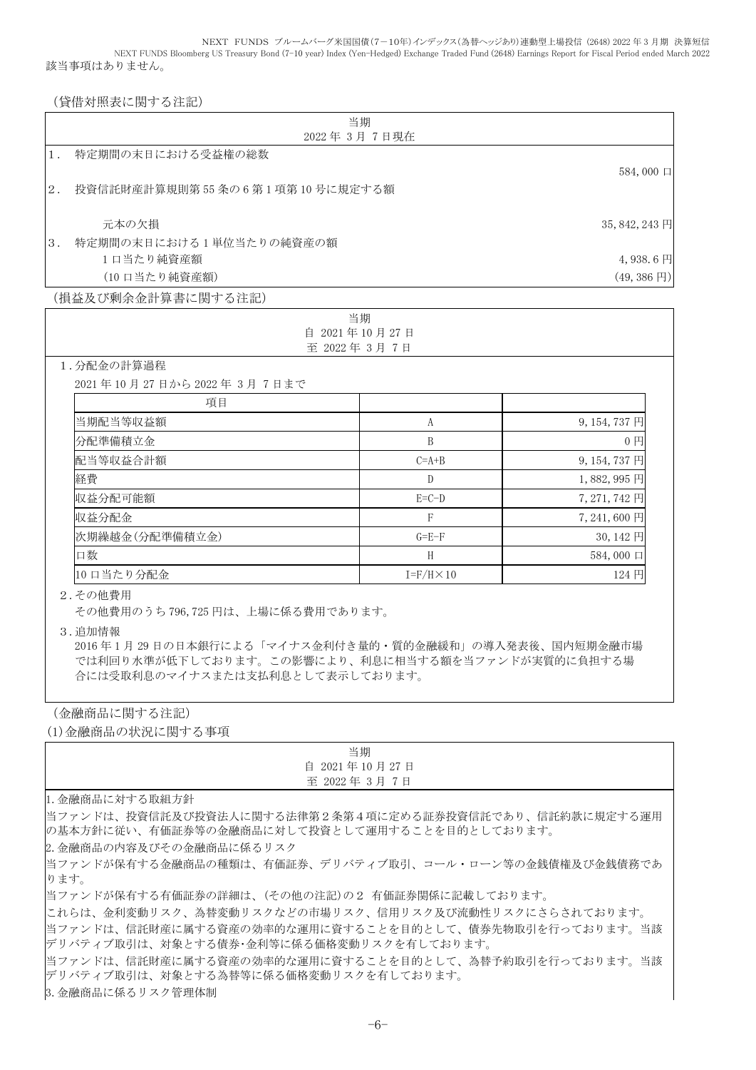該当事項はありません。

（貸借対照表に関する注記）

| 当期<br>2022 年 3 月 7 日現在 | |
|---|---|
| 1. 特定期間の末日における受益権の総数 | 584,000 口 |
| 2. 投資信託財産計算規則第 55 条の 6 第 1 項第 10 号に規定する額 | |
| 元本の欠損 | 35,842,243 円 |
| 3. 特定期間の末日における 1 単位当たりの純資産の額 | |
| 1 口当たり純資産額 | 4,938.6 円 |
| (10 口当たり純資産額) | (49,386 円) |

（損益及び剰余金計算書に関する注記）

当期
自 2021 年 10 月 27 日
至 2022 年 3 月 7 日

1.分配金の計算過程

2021 年 10 月 27 日から 2022 年 3 月 7 日まで

| 項目 | | |
|---|---|---|
| 当期配当等収益額 | A | 9,154,737 円 |
| 分配準備積立金 | B | 0 円 |
| 配当等収益合計額 | C=A+B | 9,154,737 円 |
| 経費 | D | 1,882,995 円 |
| 収益分配可能額 | E=C-D | 7,271,742 円 |
| 収益分配金 | F | 7,241,600 円 |
| 次期繰越金(分配準備積立金) | G=E-F | 30,142 円 |
| 口数 | H | 584,000 口 |
| 10 口当たり分配金 | I=F/H×10 | 124 円 |

2.その他費用

その他費用のうち 796,725 円は、上場に係る費用であります。

3.追加情報

2016 年 1 月 29 日の日本銀行による「マイナス金利付き量的・質的金融緩和」の導入発表後、国内短期金融市場では利回り水準が低下しております。この影響により、利息に相当する額を当ファンドが実質的に負担する場合には受取利息のマイナスまたは支払利息として表示しております。

（金融商品に関する注記）

(1)金融商品の状況に関する事項

当期
自 2021 年 10 月 27 日
至 2022 年 3 月 7 日

1.金融商品に対する取組方針

当ファンドは、投資信託及び投資法人に関する法律第２条第４項に定める証券投資信託であり、信託約款に規定する運用の基本方針に従い、有価証券等の金融商品に対して投資として運用することを目的としております。

2.金融商品の内容及びその金融商品に係るリスク

当ファンドが保有する金融商品の種類は、有価証券、デリバティブ取引、コール・ローン等の金銭債権及び金銭債務であります。

当ファンドが保有する有価証券の詳細は、(その他の注記)の２ 有価証券関係に記載しております。

これらは、金利変動リスク、為替変動リスクなどの市場リスク、信用リスク及び流動性リスクにさらされております。

当ファンドは、信託財産に属する資産の効率的な運用に資することを目的として、債券先物取引を行っております。当該デリバティブ取引は、対象とする債券･金利等に係る価格変動リスクを有しております。

当ファンドは、信託財産に属する資産の効率的な運用に資することを目的として、為替予約取引を行っております。当該デリバティブ取引は、対象とする為替等に係る価格変動リスクを有しております。

3.金融商品に係るリスク管理体制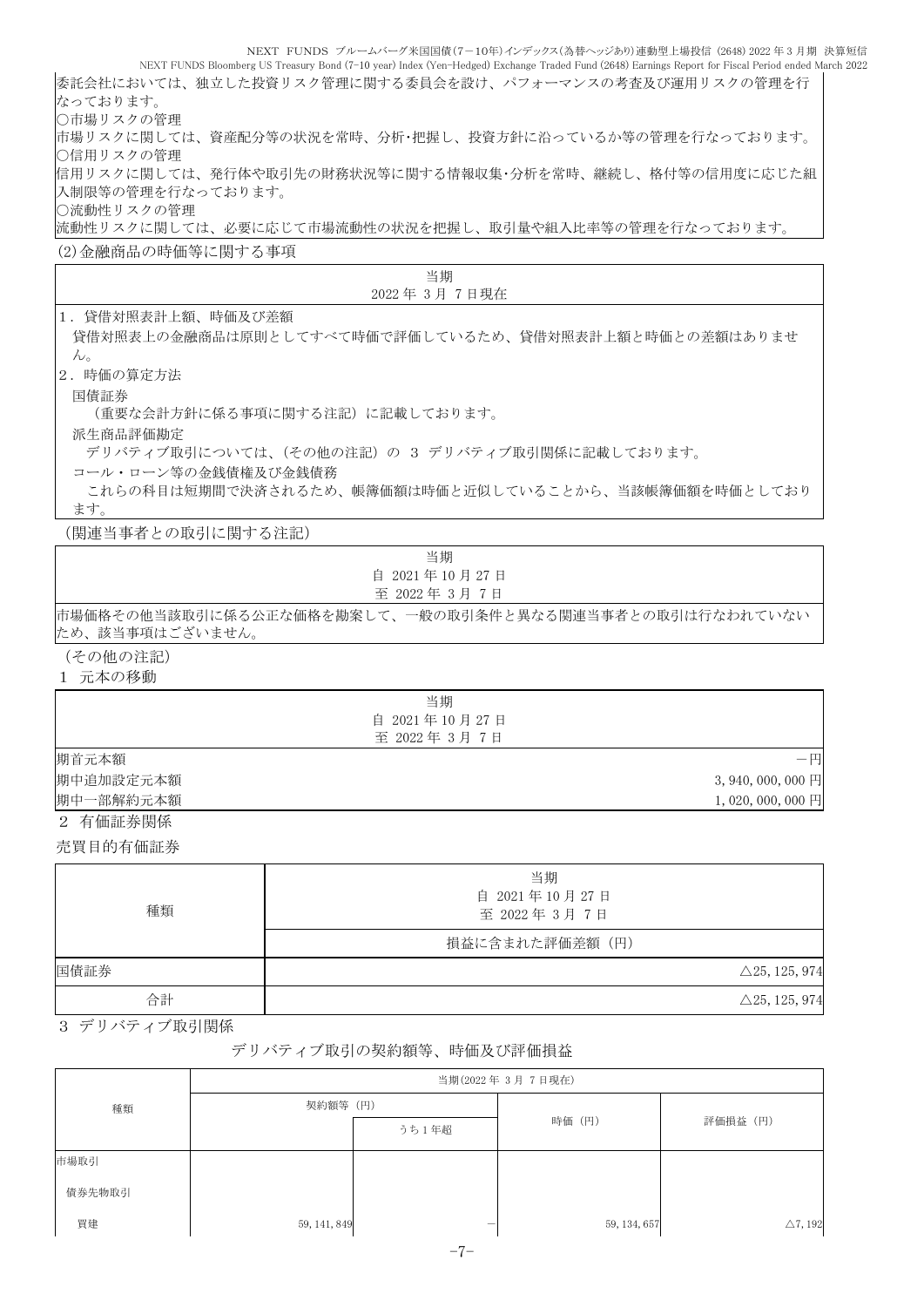委託会社においては、独立した投資リスク管理に関する委員会を設け、パフォーマンスの考査及び運用リスクの管理を行なっております。
○市場リスクの管理
市場リスクに関しては、資産配分等の状況を常時、分析･把握し、投資方針に沿っているか等の管理を行なっております。
○信用リスクの管理
信用リスクに関しては、発行体や取引先の財務状況等に関する情報収集･分析を常時、継続し、格付等の信用度に応じた組入制限等の管理を行なっております。
○流動性リスクの管理
流動性リスクに関しては、必要に応じて市場流動性の状況を把握し、取引量や組入比率等の管理を行なっております。

(2)金融商品の時価等に関する事項

| 当期<br>2022 年 3 月 7 日現在 |
|---|
| 1．貸借対照表計上額、時価及び差額<br>貸借対照表上の金融商品は原則としてすべて時価で評価しているため、貸借対照表計上額と時価との差額はありません。<br>2．時価の算定方法<br>国債証券<br>（重要な会計方針に係る事項に関する注記）に記載しております。<br>派生商品評価勘定<br>デリバティブ取引については、(その他の注記) の 3 デリバティブ取引関係に記載しております。<br>コール・ローン等の金銭債権及び金銭債務<br>これらの科目は短期間で決済されるため、帳簿価額は時価と近似していることから、当該帳簿価額を時価としております。 |

（関連当事者との取引に関する注記）

| 当期<br>自 2021 年 10 月 27 日<br>至 2022 年 3 月 7 日 |
|---|
| 市場価格その他当該取引に係る公正な価格を勘案して、一般の取引条件と異なる関連当事者との取引は行なわれていないため、該当事項はございません。 |

（その他の注記）

1 元本の移動

| | 当期<br>自 2021 年 10 月 27 日<br>至 2022 年 3 月 7 日 |
|---|---|
| 期首元本額 | －円 |
| 期中追加設定元本額 | 3,940,000,000 円 |
| 期中一部解約元本額 | 1,020,000,000 円 |

2 有価証券関係

売買目的有価証券

| 種類 | 当期<br>自 2021 年 10 月 27 日<br>至 2022 年 3 月 7 日 |
|---|---|
| | 損益に含まれた評価差額（円） |
| 国債証券 | △25,125,974 |
| 合計 | △25,125,974 |

3 デリバティブ取引関係

デリバティブ取引の契約額等、時価及び評価損益

| 種類 | 当期(2022 年 3 月 7 日現在) | | | |
|---|---|---|---|---|
| | 契約額等（円） | | 時価（円） | 評価損益（円） |
| | | うち 1 年超 | | |
| 市場取引 | | | | |
| 債券先物取引 | | | | |
| 買建 | 59,141,849 | － | 59,134,657 | △7,192 |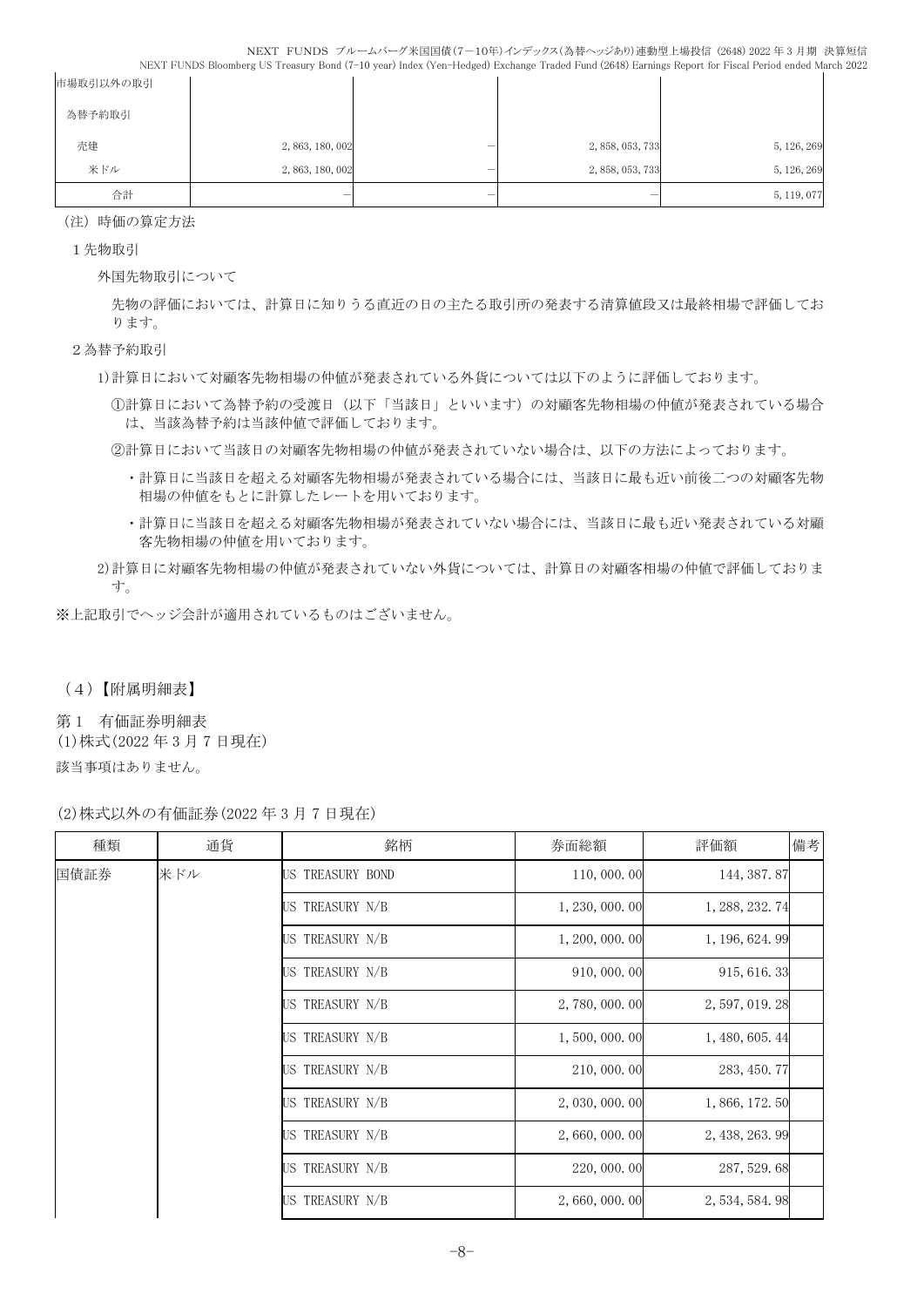| | | | | |
|---|---|---|---|---|
| 市場取引以外の取引 | | | | |
| 為替予約取引 | | | | |
| 売建 | 2,863,180,002 | — | 2,858,053,733 | 5,126,269 |
| 米ドル | 2,863,180,002 | — | 2,858,053,733 | 5,126,269 |
| 合計 | — | — | — | 5,119,077 |

（注）時価の算定方法

1 先物取引

外国先物取引について

先物の評価においては、計算日に知りうる直近の日の主たる取引所の発表する清算値段又は最終相場で評価しております。

2 為替予約取引

1)計算日において対顧客先物相場の仲値が発表されている外貨については以下のように評価しております。

①計算日において為替予約の受渡日（以下「当該日」といいます）の対顧客先物相場の仲値が発表されている場合は、当該為替予約は当該仲値で評価しております。

②計算日において当該日の対顧客先物相場の仲値が発表されていない場合は、以下の方法によっております。

・計算日に当該日を超える対顧客先物相場が発表されている場合には、当該日に最も近い前後二つの対顧客先物相場の仲値をもとに計算したレートを用いております。

・計算日に当該日を超える対顧客先物相場が発表されていない場合には、当該日に最も近い発表されている対顧客先物相場の仲値を用いております。

2)計算日に対顧客先物相場の仲値が発表されていない外貨については、計算日の対顧客相場の仲値で評価しております。

※上記取引でヘッジ会計が適用されているものはございません。

（4）【附属明細表】

第1　有価証券明細表

(1)株式(2022年3月7日現在)

該当事項はありません。

(2)株式以外の有価証券(2022年3月7日現在)

| 種類 | 通貨 | 銘柄 | 券面総額 | 評価額 | 備考 |
|---|---|---|---|---|---|
| 国債証券 | 米ドル | US TREASURY BOND | 110,000.00 | 144,387.87 | |
| | | US TREASURY N/B | 1,230,000.00 | 1,288,232.74 | |
| | | US TREASURY N/B | 1,200,000.00 | 1,196,624.99 | |
| | | US TREASURY N/B | 910,000.00 | 915,616.33 | |
| | | US TREASURY N/B | 2,780,000.00 | 2,597,019.28 | |
| | | US TREASURY N/B | 1,500,000.00 | 1,480,605.44 | |
| | | US TREASURY N/B | 210,000.00 | 283,450.77 | |
| | | US TREASURY N/B | 2,030,000.00 | 1,866,172.50 | |
| | | US TREASURY N/B | 2,660,000.00 | 2,438,263.99 | |
| | | US TREASURY N/B | 220,000.00 | 287,529.68 | |
| | | US TREASURY N/B | 2,660,000.00 | 2,534,584.98 | |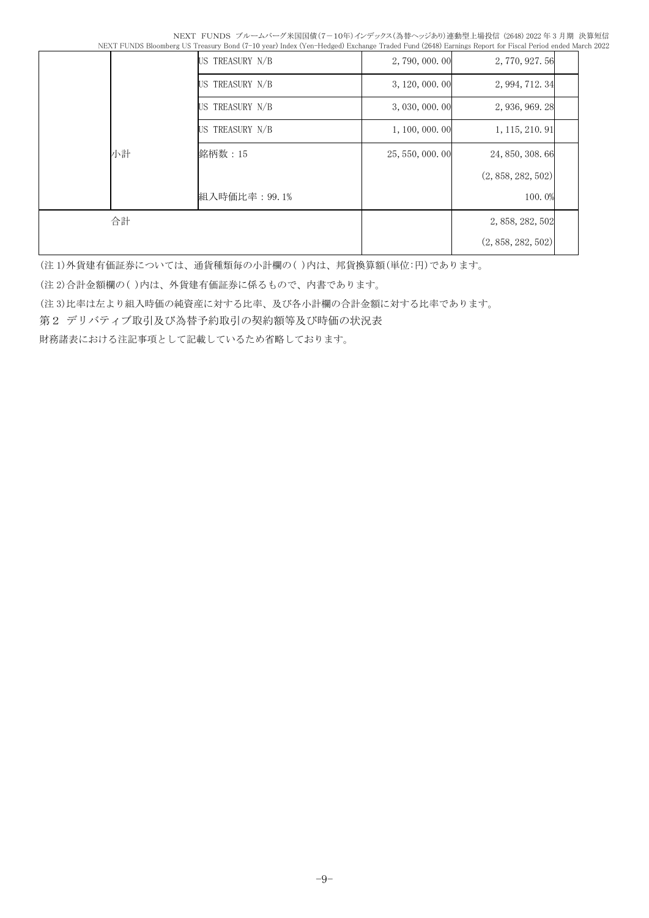| | | | | | |
|---|---|---|---|---|---|
| | | US TREASURY N/B | 2,790,000.00 | 2,770,927.56 | |
| | | US TREASURY N/B | 3,120,000.00 | 2,994,712.34 | |
| | | US TREASURY N/B | 3,030,000.00 | 2,936,969.28 | |
| | | US TREASURY N/B | 1,100,000.00 | 1,115,210.91 | |
| | 小計 | 銘柄数：15 | 25,550,000.00 | 24,850,308.66 | |
| | | | | (2,858,282,502) | |
| | | 組入時価比率：99.1% | | 100.0% | |
| 合計 | | | | 2,858,282,502 | |
| | | | | (2,858,282,502) | |

(注1)外貨建有価証券については、通貨種類毎の小計欄の( )内は、邦貨換算額(単位:円)であります。

(注2)合計金額欄の( )内は、外貨建有価証券に係るもので、内書であります。

(注3)比率は左より組入時価の純資産に対する比率、及び各小計欄の合計金額に対する比率であります。

第2 デリバティブ取引及び為替予約取引の契約額等及び時価の状況表

財務諸表における注記事項として記載しているため省略しております。